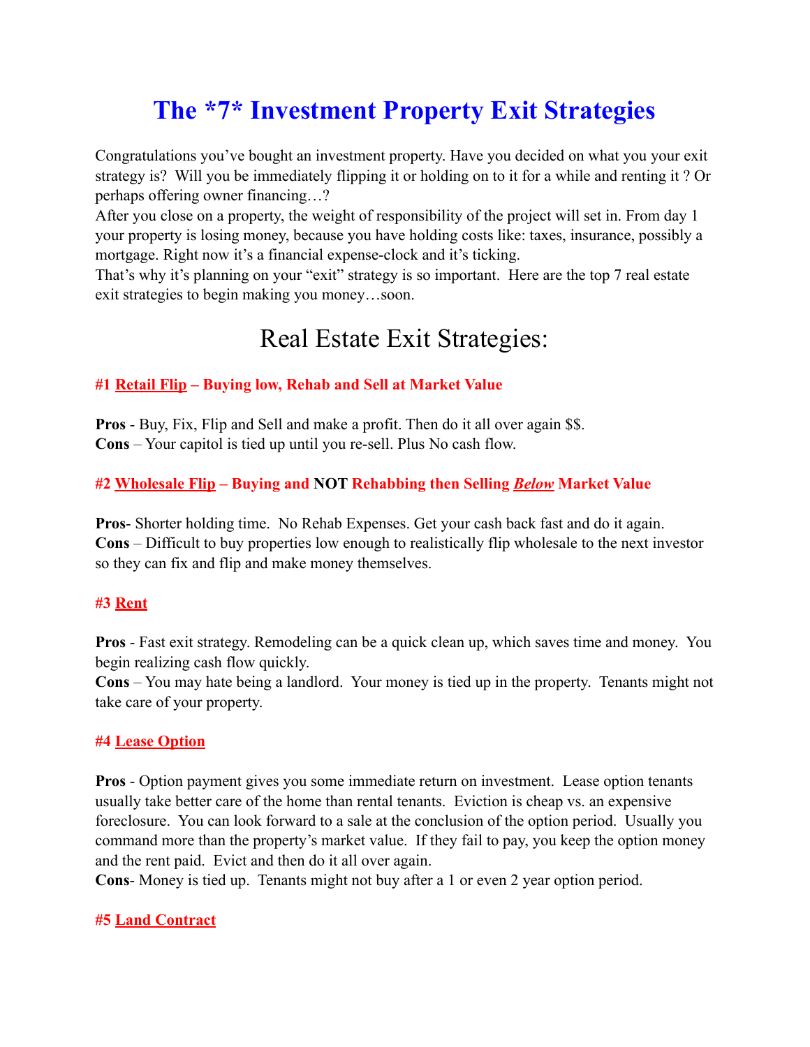# The *7* Investment Property Exit Strategies

Congratulations you've bought an investment property. Have you decided on what you your exit strategy is? Will you be immediately flipping it or holding on to it for a while and renting it ? Or perhaps offering owner financing…?

After you close on a property, the weight of responsibility of the project will set in. From day 1 your property is losing money, because you have holding costs like: taxes, insurance, possibly a mortgage. Right now it's a financial expense-clock and it's ticking.

That's why it's planning on your "exit" strategy is so important. Here are the top 7 real estate exit strategies to begin making you money…soon.

## Real Estate Exit Strategies:

### #1 Retail Flip – Buying low, Rehab and Sell at Market Value

**Pros** - Buy, Fix, Flip and Sell and make a profit. Then do it all over again $$.
**Cons** – Your capitol is tied up until you re-sell. Plus No cash flow.

### #2 Wholesale Flip – Buying and NOT Rehabbing then Selling ***Below*** Market Value

**Pros**- Shorter holding time. No Rehab Expenses. Get your cash back fast and do it again.
**Cons** – Difficult to buy properties low enough to realistically flip wholesale to the next investor so they can fix and flip and make money themselves.

### #3 Rent

**Pros** - Fast exit strategy. Remodeling can be a quick clean up, which saves time and money. You begin realizing cash flow quickly.
**Cons** – You may hate being a landlord. Your money is tied up in the property. Tenants might not take care of your property.

### #4 Lease Option

**Pros** - Option payment gives you some immediate return on investment. Lease option tenants usually take better care of the home than rental tenants. Eviction is cheap vs. an expensive foreclosure. You can look forward to a sale at the conclusion of the option period. Usually you command more than the property's market value. If they fail to pay, you keep the option money and the rent paid. Evict and then do it all over again.
**Cons**- Money is tied up. Tenants might not buy after a 1 or even 2 year option period.

### #5 Land Contract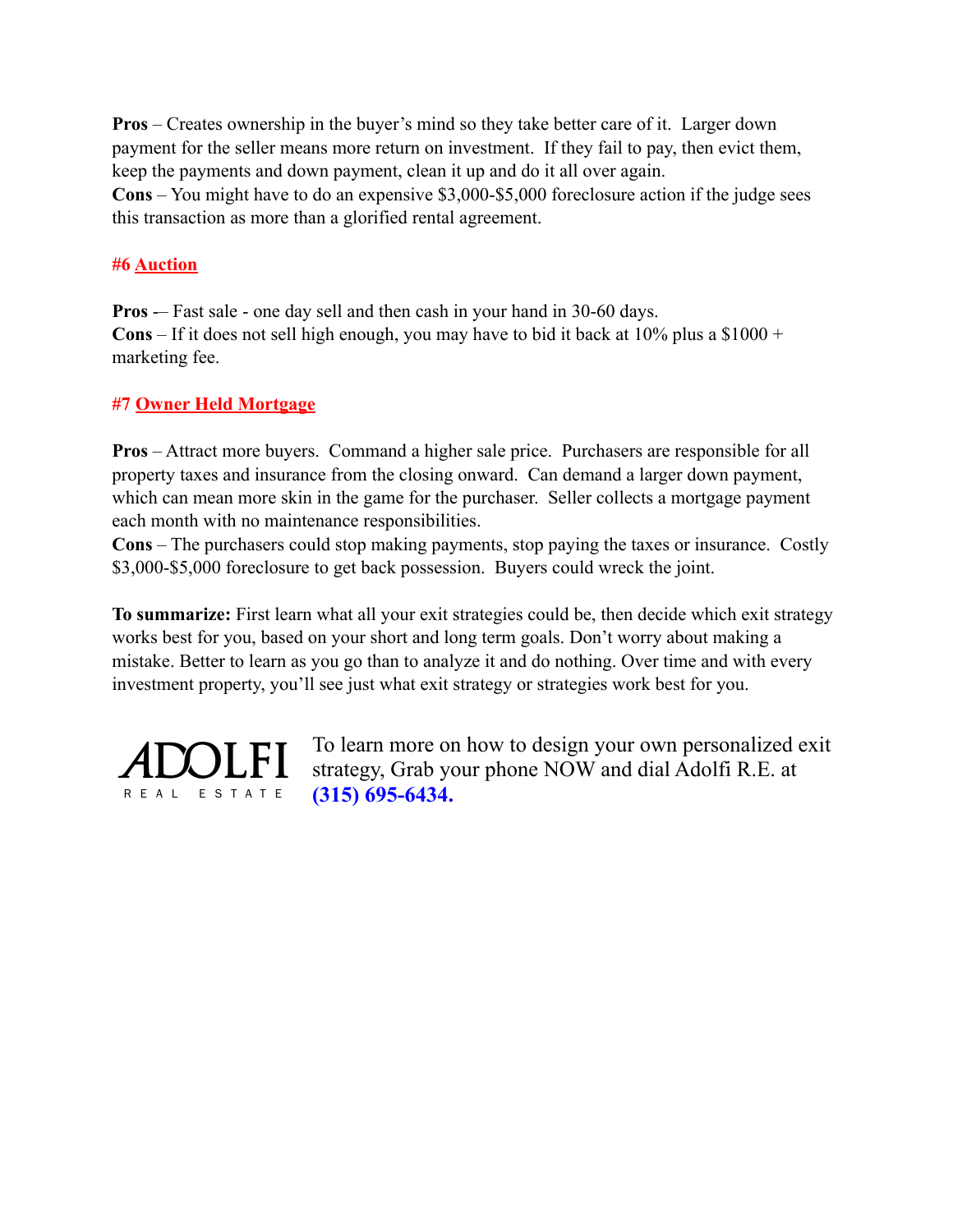**Pros** – Creates ownership in the buyer's mind so they take better care of it. Larger down payment for the seller means more return on investment. If they fail to pay, then evict them, keep the payments and down payment, clean it up and do it all over again.
**Cons** – You might have to do an expensive $3,000-$5,000 foreclosure action if the judge sees this transaction as more than a glorified rental agreement.

### #6 Auction

**Pros** -– Fast sale - one day sell and then cash in your hand in 30-60 days.
**Cons** – If it does not sell high enough, you may have to bid it back at 10% plus a $1000 + marketing fee.

### #7 Owner Held Mortgage

**Pros** – Attract more buyers. Command a higher sale price. Purchasers are responsible for all property taxes and insurance from the closing onward. Can demand a larger down payment, which can mean more skin in the game for the purchaser. Seller collects a mortgage payment each month with no maintenance responsibilities.
**Cons** – The purchasers could stop making payments, stop paying the taxes or insurance. Costly $3,000-$5,000 foreclosure to get back possession. Buyers could wreck the joint.

**To summarize:** First learn what all your exit strategies could be, then decide which exit strategy works best for you, based on your short and long term goals. Don't worry about making a mistake. Better to learn as you go than to analyze it and do nothing. Over time and with every investment property, you'll see just what exit strategy or strategies work best for you.

ADOLFI
REAL ESTATE

To learn more on how to design your own personalized exit strategy, Grab your phone NOW and dial Adolfi R.E. at **(315) 695-6434.**